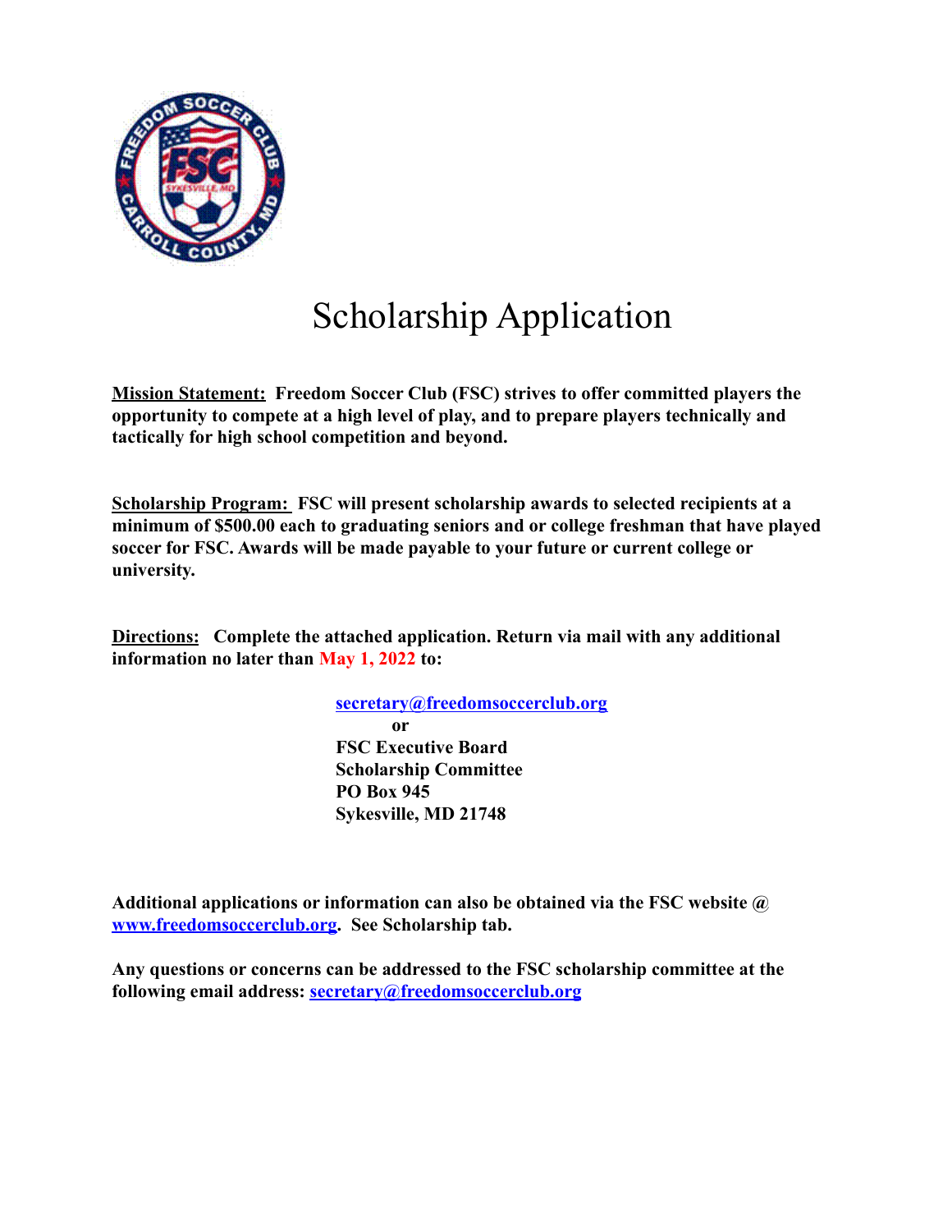# Scholarship Application

**<u>Mission Statement:</u> Freedom Soccer Club (FSC) strives to offer committed players the opportunity to compete at a high level of play, and to prepare players technically and tactically for high school competition and beyond.**

**<u>Scholarship Program:</u> FSC will present scholarship awards to selected recipients at a minimum of $500.00 each to graduating seniors and or college freshman that have played soccer for FSC. Awards will be made payable to your future or current college or university.**

**<u>Directions:</u> Complete the attached application. Return via mail with any additional information no later than May 1, 2022 to:**

**secretary@freedomsoccerclub.org**
**or**
**FSC Executive Board**
**Scholarship Committee**
**PO Box 945**
**Sykesville, MD 21748**

**Additional applications or information can also be obtained via the FSC website @ www.freedomsoccerclub.org. See Scholarship tab.**

**Any questions or concerns can be addressed to the FSC scholarship committee at the following email address: secretary@freedomsoccerclub.org**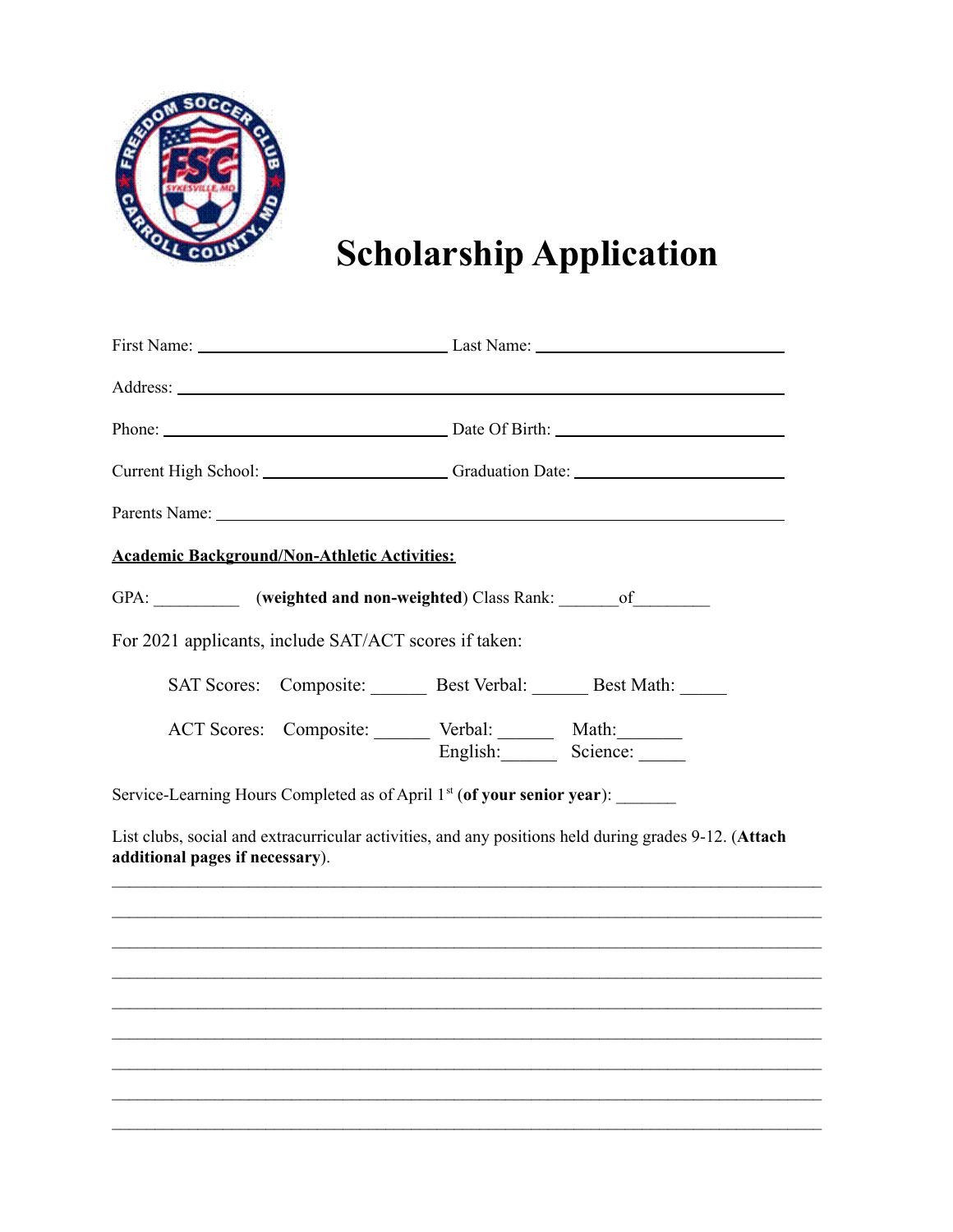# Scholarship Application

First Name: ______________________________ Last Name: ______________________________

Address: ________________________________________________________________________

Phone: ______________________________ Date Of Birth: ______________________________

Current High School: ______________________ Graduation Date: ________________________

Parents Name: _____________________________________________________________________

**Academic Background/Non-Athletic Activities:**

GPA: __________ (**weighted and non-weighted**) Class Rank: _______of_________

For 2021 applicants, include SAT/ACT scores if taken:

SAT Scores: Composite: ______ Best Verbal: ______ Best Math: _____

ACT Scores: Composite: ______ Verbal: ______ Math:_______
English:______ Science: _____

Service-Learning Hours Completed as of April 1st (**of your senior year**): _______

List clubs, social and extracurricular activities, and any positions held during grades 9-12. (**Attach additional pages if necessary**).

________________________________________________________________________________

________________________________________________________________________________

________________________________________________________________________________

________________________________________________________________________________

________________________________________________________________________________

________________________________________________________________________________

________________________________________________________________________________

________________________________________________________________________________

________________________________________________________________________________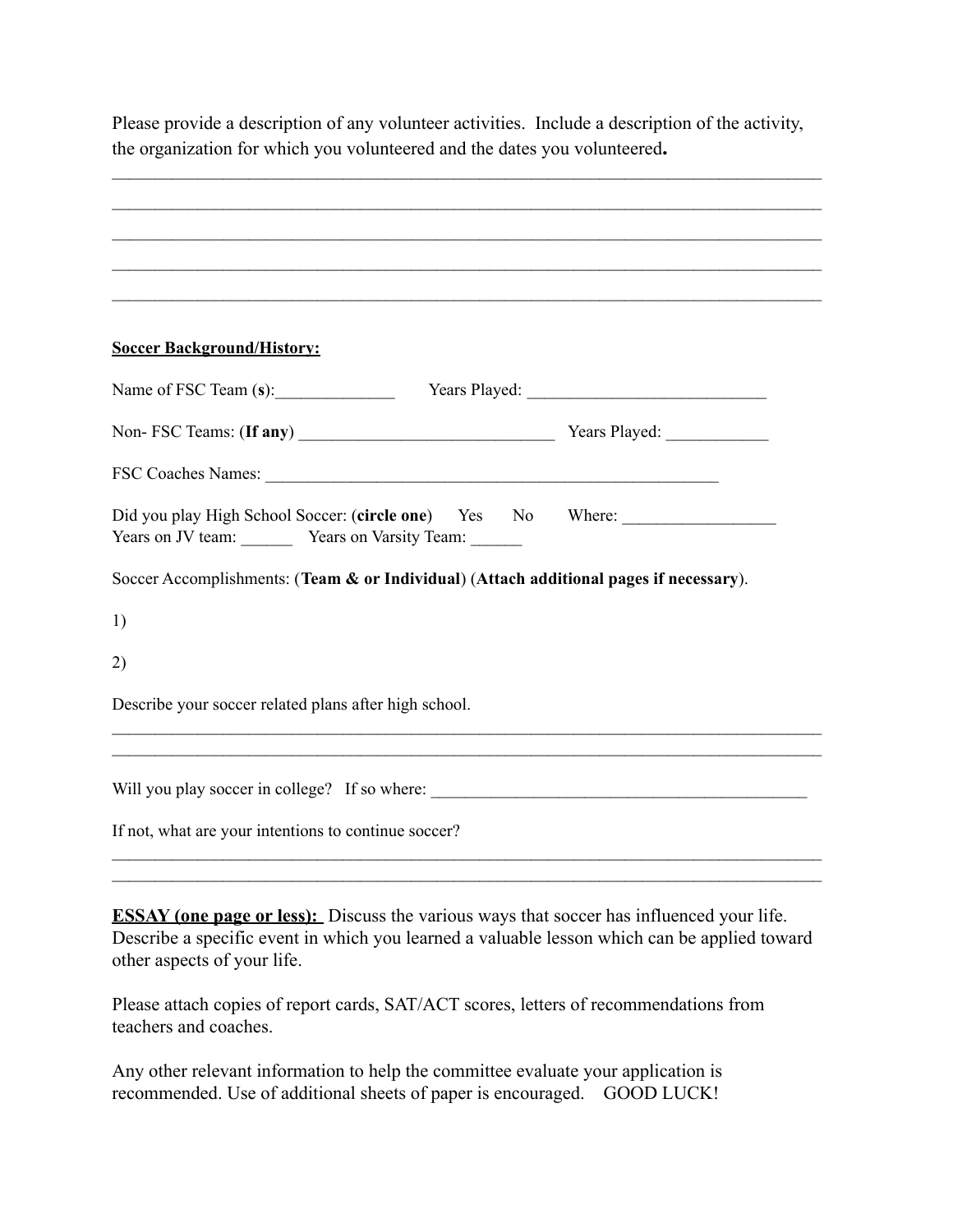Please provide a description of any volunteer activities. Include a description of the activity, the organization for which you volunteered and the dates you volunteered**.**

\_\_\_\_\_\_\_\_\_\_\_\_\_\_\_\_\_\_\_\_\_\_\_\_\_\_\_\_\_\_\_\_\_\_\_\_\_\_\_\_\_\_\_\_\_\_\_\_\_\_\_\_\_\_\_\_\_\_\_\_\_\_\_\_\_\_\_\_\_\_\_\_\_\_\_\_\_\_

\_\_\_\_\_\_\_\_\_\_\_\_\_\_\_\_\_\_\_\_\_\_\_\_\_\_\_\_\_\_\_\_\_\_\_\_\_\_\_\_\_\_\_\_\_\_\_\_\_\_\_\_\_\_\_\_\_\_\_\_\_\_\_\_\_\_\_\_\_\_\_\_\_\_\_\_\_\_

\_\_\_\_\_\_\_\_\_\_\_\_\_\_\_\_\_\_\_\_\_\_\_\_\_\_\_\_\_\_\_\_\_\_\_\_\_\_\_\_\_\_\_\_\_\_\_\_\_\_\_\_\_\_\_\_\_\_\_\_\_\_\_\_\_\_\_\_\_\_\_\_\_\_\_\_\_\_

\_\_\_\_\_\_\_\_\_\_\_\_\_\_\_\_\_\_\_\_\_\_\_\_\_\_\_\_\_\_\_\_\_\_\_\_\_\_\_\_\_\_\_\_\_\_\_\_\_\_\_\_\_\_\_\_\_\_\_\_\_\_\_\_\_\_\_\_\_\_\_\_\_\_\_\_\_\_

\_\_\_\_\_\_\_\_\_\_\_\_\_\_\_\_\_\_\_\_\_\_\_\_\_\_\_\_\_\_\_\_\_\_\_\_\_\_\_\_\_\_\_\_\_\_\_\_\_\_\_\_\_\_\_\_\_\_\_\_\_\_\_\_\_\_\_\_\_\_\_\_\_\_\_\_\_\_

**Soccer Background/History:**

Name of FSC Team (**s**):\_\_\_\_\_\_\_\_\_\_\_\_\_\_ Years Played: \_\_\_\_\_\_\_\_\_\_\_\_\_\_\_\_\_\_\_\_\_\_\_\_\_\_\_\_

Non- FSC Teams: (**If any**) \_\_\_\_\_\_\_\_\_\_\_\_\_\_\_\_\_\_\_\_\_\_\_\_\_\_\_\_\_\_ Years Played: \_\_\_\_\_\_\_\_\_\_\_\_

FSC Coaches Names: \_\_\_\_\_\_\_\_\_\_\_\_\_\_\_\_\_\_\_\_\_\_\_\_\_\_\_\_\_\_\_\_\_\_\_\_\_\_\_\_\_\_\_\_\_\_\_\_\_\_\_\_\_\_\_

Did you play High School Soccer: (**circle one**) Yes No Where: \_\_\_\_\_\_\_\_\_\_\_\_\_\_\_\_\_\_
Years on JV team: \_\_\_\_\_\_ Years on Varsity Team: \_\_\_\_\_\_

Soccer Accomplishments: (**Team & or Individual**) (**Attach additional pages if necessary**).

1)

2)

Describe your soccer related plans after high school.

\_\_\_\_\_\_\_\_\_\_\_\_\_\_\_\_\_\_\_\_\_\_\_\_\_\_\_\_\_\_\_\_\_\_\_\_\_\_\_\_\_\_\_\_\_\_\_\_\_\_\_\_\_\_\_\_\_\_\_\_\_\_\_\_\_\_\_\_\_\_\_\_\_\_\_\_\_\_

\_\_\_\_\_\_\_\_\_\_\_\_\_\_\_\_\_\_\_\_\_\_\_\_\_\_\_\_\_\_\_\_\_\_\_\_\_\_\_\_\_\_\_\_\_\_\_\_\_\_\_\_\_\_\_\_\_\_\_\_\_\_\_\_\_\_\_\_\_\_\_\_\_\_\_\_\_\_

Will you play soccer in college? If so where: \_\_\_\_\_\_\_\_\_\_\_\_\_\_\_\_\_\_\_\_\_\_\_\_\_\_\_\_\_\_\_\_\_\_\_\_\_\_\_\_\_\_\_\_\_

If not, what are your intentions to continue soccer?

\_\_\_\_\_\_\_\_\_\_\_\_\_\_\_\_\_\_\_\_\_\_\_\_\_\_\_\_\_\_\_\_\_\_\_\_\_\_\_\_\_\_\_\_\_\_\_\_\_\_\_\_\_\_\_\_\_\_\_\_\_\_\_\_\_\_\_\_\_\_\_\_\_\_\_\_\_\_

\_\_\_\_\_\_\_\_\_\_\_\_\_\_\_\_\_\_\_\_\_\_\_\_\_\_\_\_\_\_\_\_\_\_\_\_\_\_\_\_\_\_\_\_\_\_\_\_\_\_\_\_\_\_\_\_\_\_\_\_\_\_\_\_\_\_\_\_\_\_\_\_\_\_\_\_\_\_

**ESSAY (one page or less):** Discuss the various ways that soccer has influenced your life. Describe a specific event in which you learned a valuable lesson which can be applied toward other aspects of your life.

Please attach copies of report cards, SAT/ACT scores, letters of recommendations from teachers and coaches.

Any other relevant information to help the committee evaluate your application is recommended. Use of additional sheets of paper is encouraged. GOOD LUCK!